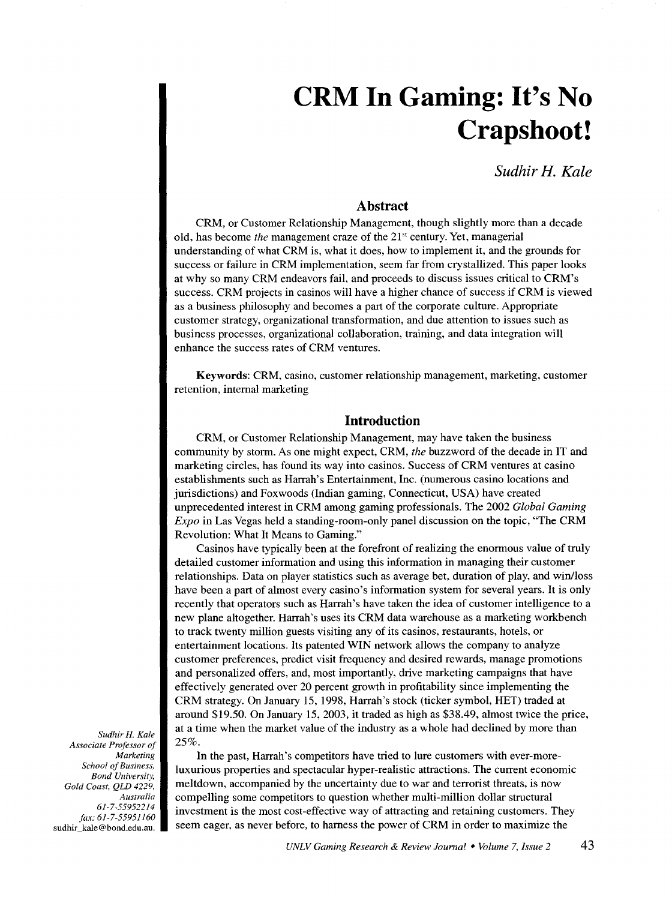# CRM In Gaming: It's No Crapshoot!

*Sudhir H. Kale*

## Abstract

CRM, or Customer Relationship Management, though slightly more than a decade old, has become *the* management craze of the 21st century. Yet, managerial understanding of what CRM is, what it does, how to implement it, and the grounds for success or failure in CRM implementation, seem far from crystallized. This paper looks at why so many CRM endeavors fail, and proceeds to discuss issues critical to CRM's success. CRM projects in casinos will have a higher chance of success if CRM is viewed as a business philosophy and becomes a part of the corporate culture. Appropriate customer strategy, organizational transformation, and due attention to issues such as business processes, organizational collaboration, training, and data integration will enhance the success rates of CRM ventures.

**Keywords**: CRM, casino, customer relationship management, marketing, customer retention, internal marketing

## Introduction

CRM, or Customer Relationship Management, may have taken the business community by storm. As one might expect, CRM, *the* buzzword of the decade in IT and marketing circles, has found its way into casinos. Success of CRM ventures at casino establishments such as Harrah's Entertainment, Inc. (numerous casino locations and jurisdictions) and Foxwoods (Indian gaming, Connecticut, USA) have created unprecedented interest in CRM among gaming professionals. The 2002 *Global Gaming Expo* in Las Vegas held a standing-room-only panel discussion on the topic, "The CRM Revolution: What It Means to Gaming."

Casinos have typically been at the forefront of realizing the enormous value of truly detailed customer information and using this information in managing their customer relationships. Data on player statistics such as average bet, duration of play, and win/loss have been a part of almost every casino's information system for several years. It is only recently that operators such as Harrah's have taken the idea of customer intelligence to a new plane altogether. Harrah's uses its CRM data warehouse as a marketing workbench to track twenty million guests visiting any of its casinos, restaurants, hotels, or entertainment locations. Its patented WIN network allows the company to analyze customer preferences, predict visit frequency and desired rewards, manage promotions and personalized offers, and, most importantly, drive marketing campaigns that have effectively generated over 20 percent growth in profitability since implementing the CRM strategy. On January 15, 1998, Harrah's stock (ticker symbol, HET) traded at around $19.50. On January 15, 2003, it traded as high as $38.49, almost twice the price, at a time when the market value of the industry as a whole had declined by more than 25%.

In the past, Harrah's competitors have tried to lure customers with ever-more-luxurious properties and spectacular hyper-realistic attractions. The current economic meltdown, accompanied by the uncertainty due to war and terrorist threats, is now compelling some competitors to question whether multi-million dollar structural investment is the most cost-effective way of attracting and retaining customers. They seem eager, as never before, to harness the power of CRM in order to maximize the

*Sudhir H. Kale*
*Associate Professor of Marketing*
*School of Business, Bond University, Gold Coast, QLD 4229, Australia*
*61-7-55952214*
*fax: 61-7-55951160*
sudhir_kale@bond.edu.au.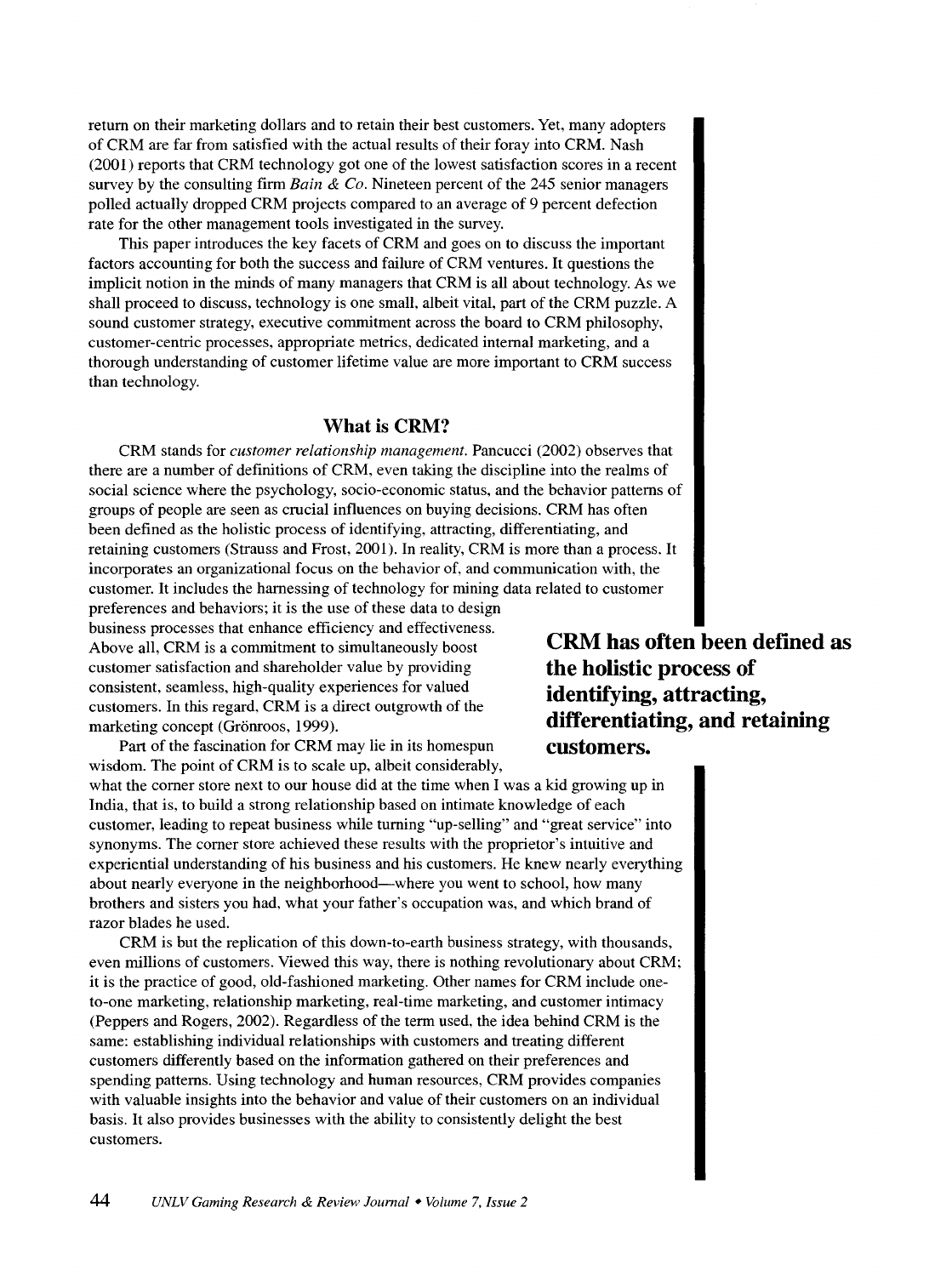return on their marketing dollars and to retain their best customers. Yet, many adopters of CRM are far from satisfied with the actual results of their foray into CRM. Nash (2001) reports that CRM technology got one of the lowest satisfaction scores in a recent survey by the consulting firm *Bain & Co.* Nineteen percent of the 245 senior managers polled actually dropped CRM projects compared to an average of 9 percent defection rate for the other management tools investigated in the survey.

This paper introduces the key facets of CRM and goes on to discuss the important factors accounting for both the success and failure of CRM ventures. It questions the implicit notion in the minds of many managers that CRM is all about technology. As we shall proceed to discuss, technology is one small, albeit vital, part of the CRM puzzle. A sound customer strategy, executive commitment across the board to CRM philosophy, customer-centric processes, appropriate metrics, dedicated internal marketing, and a thorough understanding of customer lifetime value are more important to CRM success than technology.

## What is CRM?

CRM stands for *customer relationship management.* Pancucci (2002) observes that there are a number of definitions of CRM, even taking the discipline into the realms of social science where the psychology, socio-economic status, and the behavior patterns of groups of people are seen as crucial influences on buying decisions. CRM has often been defined as the holistic process of identifying, attracting, differentiating, and retaining customers (Strauss and Frost, 2001). In reality, CRM is more than a process. It incorporates an organizational focus on the behavior of, and communication with, the customer. It includes the harnessing of technology for mining data related to customer preferences and behaviors; it is the use of these data to design business processes that enhance efficiency and effectiveness. Above all, CRM is a commitment to simultaneously boost customer satisfaction and shareholder value by providing consistent, seamless, high-quality experiences for valued customers. In this regard, CRM is a direct outgrowth of the marketing concept (Grönroos, 1999).

**CRM has often been defined as the holistic process of identifying, attracting, differentiating, and retaining customers.**

Part of the fascination for CRM may lie in its homespun wisdom. The point of CRM is to scale up, albeit considerably, what the corner store next to our house did at the time when I was a kid growing up in India, that is, to build a strong relationship based on intimate knowledge of each customer, leading to repeat business while turning "up-selling" and "great service" into synonyms. The corner store achieved these results with the proprietor's intuitive and experiential understanding of his business and his customers. He knew nearly everything about nearly everyone in the neighborhood—where you went to school, how many brothers and sisters you had, what your father's occupation was, and which brand of razor blades he used.

CRM is but the replication of this down-to-earth business strategy, with thousands, even millions of customers. Viewed this way, there is nothing revolutionary about CRM; it is the practice of good, old-fashioned marketing. Other names for CRM include one-to-one marketing, relationship marketing, real-time marketing, and customer intimacy (Peppers and Rogers, 2002). Regardless of the term used, the idea behind CRM is the same: establishing individual relationships with customers and treating different customers differently based on the information gathered on their preferences and spending patterns. Using technology and human resources, CRM provides companies with valuable insights into the behavior and value of their customers on an individual basis. It also provides businesses with the ability to consistently delight the best customers.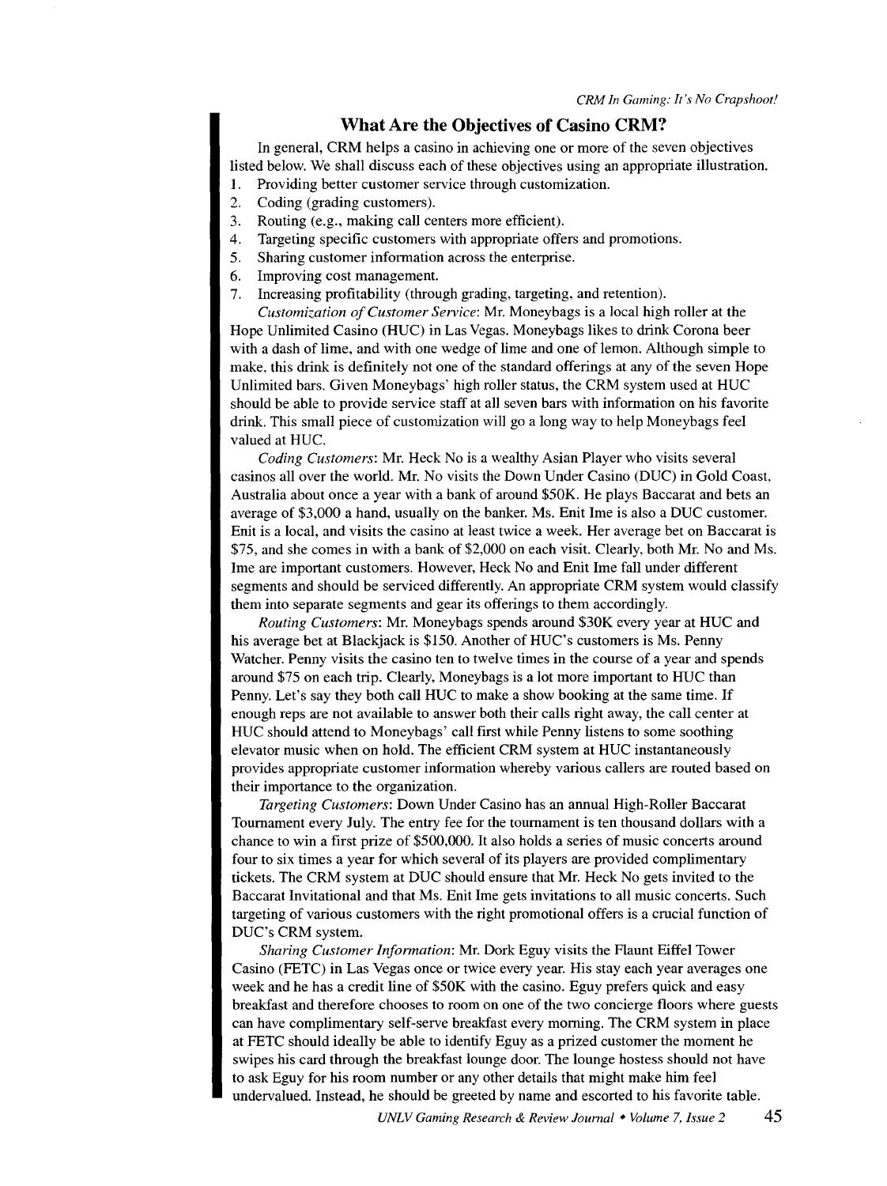## What Are the Objectives of Casino CRM?

In general, CRM helps a casino in achieving one or more of the seven objectives listed below. We shall discuss each of these objectives using an appropriate illustration.

1. Providing better customer service through customization.
2. Coding (grading customers).
3. Routing (e.g., making call centers more efficient).
4. Targeting specific customers with appropriate offers and promotions.
5. Sharing customer information across the enterprise.
6. Improving cost management.
7. Increasing profitability (through grading, targeting, and retention).

*Customization of Customer Service*: Mr. Moneybags is a local high roller at the Hope Unlimited Casino (HUC) in Las Vegas. Moneybags likes to drink Corona beer with a dash of lime, and with one wedge of lime and one of lemon. Although simple to make, this drink is definitely not one of the standard offerings at any of the seven Hope Unlimited bars. Given Moneybags' high roller status, the CRM system used at HUC should be able to provide service staff at all seven bars with information on his favorite drink. This small piece of customization will go a long way to help Moneybags feel valued at HUC.

*Coding Customers*: Mr. Heck No is a wealthy Asian Player who visits several casinos all over the world. Mr. No visits the Down Under Casino (DUC) in Gold Coast, Australia about once a year with a bank of around $50K. He plays Baccarat and bets an average of $3,000 a hand, usually on the banker. Ms. Enit Ime is also a DUC customer. Enit is a local, and visits the casino at least twice a week. Her average bet on Baccarat is $75, and she comes in with a bank of $2,000 on each visit. Clearly, both Mr. No and Ms. Ime are important customers. However, Heck No and Enit Ime fall under different segments and should be serviced differently. An appropriate CRM system would classify them into separate segments and gear its offerings to them accordingly.

*Routing Customers*: Mr. Moneybags spends around $30K every year at HUC and his average bet at Blackjack is $150. Another of HUC's customers is Ms. Penny Watcher. Penny visits the casino ten to twelve times in the course of a year and spends around $75 on each trip. Clearly, Moneybags is a lot more important to HUC than Penny. Let's say they both call HUC to make a show booking at the same time. If enough reps are not available to answer both their calls right away, the call center at HUC should attend to Moneybags' call first while Penny listens to some soothing elevator music when on hold. The efficient CRM system at HUC instantaneously provides appropriate customer information whereby various callers are routed based on their importance to the organization.

*Targeting Customers*: Down Under Casino has an annual High-Roller Baccarat Tournament every July. The entry fee for the tournament is ten thousand dollars with a chance to win a first prize of $500,000. It also holds a series of music concerts around four to six times a year for which several of its players are provided complimentary tickets. The CRM system at DUC should ensure that Mr. Heck No gets invited to the Baccarat Invitational and that Ms. Enit Ime gets invitations to all music concerts. Such targeting of various customers with the right promotional offers is a crucial function of DUC's CRM system.

*Sharing Customer Information*: Mr. Dork Eguy visits the Flaunt Eiffel Tower Casino (FETC) in Las Vegas once or twice every year. His stay each year averages one week and he has a credit line of $50K with the casino. Eguy prefers quick and easy breakfast and therefore chooses to room on one of the two concierge floors where guests can have complimentary self-serve breakfast every morning. The CRM system in place at FETC should ideally be able to identify Eguy as a prized customer the moment he swipes his card through the breakfast lounge door. The lounge hostess should not have to ask Eguy for his room number or any other details that might make him feel undervalued. Instead, he should be greeted by name and escorted to his favorite table.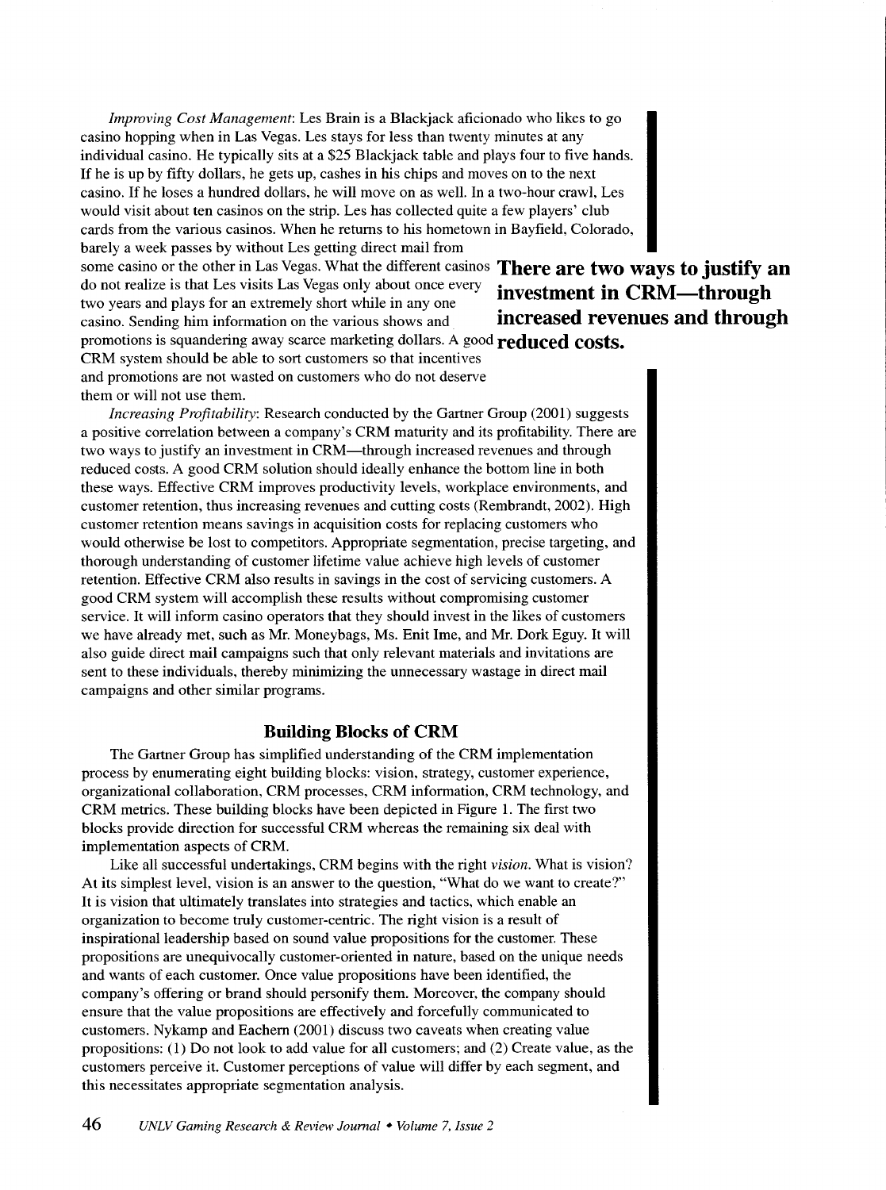*Improving Cost Management*: Les Brain is a Blackjack aficionado who likes to go casino hopping when in Las Vegas. Les stays for less than twenty minutes at any individual casino. He typically sits at a $25 Blackjack table and plays four to five hands. If he is up by fifty dollars, he gets up, cashes in his chips and moves on to the next casino. If he loses a hundred dollars, he will move on as well. In a two-hour crawl, Les would visit about ten casinos on the strip. Les has collected quite a few players' club cards from the various casinos. When he returns to his hometown in Bayfield, Colorado, barely a week passes by without Les getting direct mail from some casino or the other in Las Vegas. What the different casinos do not realize is that Les visits Las Vegas only about once every two years and plays for an extremely short while in any one casino. Sending him information on the various shows and promotions is squandering away scarce marketing dollars. A good CRM system should be able to sort customers so that incentives and promotions are not wasted on customers who do not deserve them or will not use them.

**There are two ways to justify an investment in CRM—through increased revenues and through reduced costs.**

*Increasing Profitability*: Research conducted by the Gartner Group (2001) suggests a positive correlation between a company's CRM maturity and its profitability. There are two ways to justify an investment in CRM—through increased revenues and through reduced costs. A good CRM solution should ideally enhance the bottom line in both these ways. Effective CRM improves productivity levels, workplace environments, and customer retention, thus increasing revenues and cutting costs (Rembrandt, 2002). High customer retention means savings in acquisition costs for replacing customers who would otherwise be lost to competitors. Appropriate segmentation, precise targeting, and thorough understanding of customer lifetime value achieve high levels of customer retention. Effective CRM also results in savings in the cost of servicing customers. A good CRM system will accomplish these results without compromising customer service. It will inform casino operators that they should invest in the likes of customers we have already met, such as Mr. Moneybags, Ms. Enit Ime, and Mr. Dork Eguy. It will also guide direct mail campaigns such that only relevant materials and invitations are sent to these individuals, thereby minimizing the unnecessary wastage in direct mail campaigns and other similar programs.

## Building Blocks of CRM

The Gartner Group has simplified understanding of the CRM implementation process by enumerating eight building blocks: vision, strategy, customer experience, organizational collaboration, CRM processes, CRM information, CRM technology, and CRM metrics. These building blocks have been depicted in Figure 1. The first two blocks provide direction for successful CRM whereas the remaining six deal with implementation aspects of CRM.

Like all successful undertakings, CRM begins with the right *vision*. What is vision? At its simplest level, vision is an answer to the question, "What do we want to create?" It is vision that ultimately translates into strategies and tactics, which enable an organization to become truly customer-centric. The right vision is a result of inspirational leadership based on sound value propositions for the customer. These propositions are unequivocally customer-oriented in nature, based on the unique needs and wants of each customer. Once value propositions have been identified, the company's offering or brand should personify them. Moreover, the company should ensure that the value propositions are effectively and forcefully communicated to customers. Nykamp and Eachern (2001) discuss two caveats when creating value propositions: (1) Do not look to add value for all customers; and (2) Create value, as the customers perceive it. Customer perceptions of value will differ by each segment, and this necessitates appropriate segmentation analysis.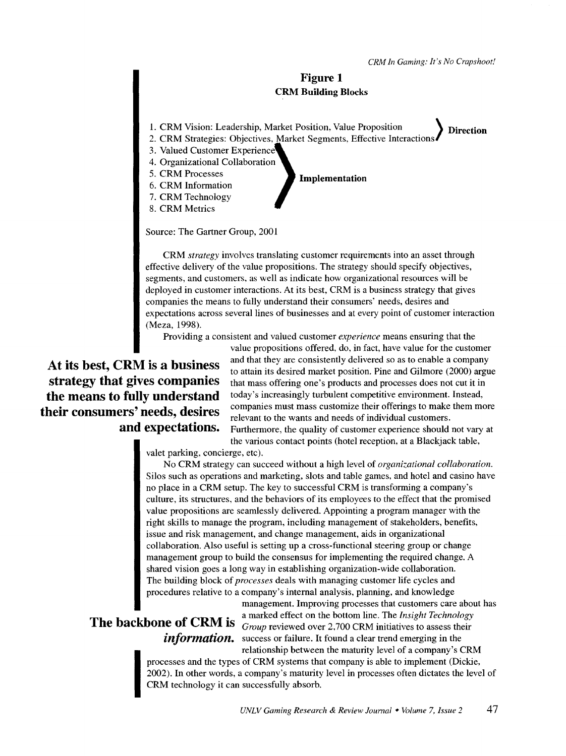**Figure 1**
**CRM Building Blocks**

1. CRM Vision: Leadership, Market Position, Value Proposition
2. CRM Strategies: Objectives, Market Segments, Effective Interactions

} **Direction**

3. Valued Customer Experience
4. Organizational Collaboration
5. CRM Processes
6. CRM Information
7. CRM Technology
8. CRM Metrics

} **Implementation**

Source: The Gartner Group, 2001

CRM *strategy* involves translating customer requirements into an asset through effective delivery of the value propositions. The strategy should specify objectives, segments, and customers, as well as indicate how organizational resources will be deployed in customer interactions. At its best, CRM is a business strategy that gives companies the means to fully understand their consumers' needs, desires and expectations across several lines of businesses and at every point of customer interaction (Meza, 1998).

**At its best, CRM is a business strategy that gives companies the means to fully understand their consumers' needs, desires and expectations.**

Providing a consistent and valued customer *experience* means ensuring that the value propositions offered, do, in fact, have value for the customer and that they are consistently delivered so as to enable a company to attain its desired market position. Pine and Gilmore (2000) argue that mass offering one's products and processes does not cut it in today's increasingly turbulent competitive environment. Instead, companies must mass customize their offerings to make them more relevant to the wants and needs of individual customers. Furthermore, the quality of customer experience should not vary at the various contact points (hotel reception, at a Blackjack table, valet parking, concierge, etc).

No CRM strategy can succeed without a high level of *organizational collaboration*. Silos such as operations and marketing, slots and table games, and hotel and casino have no place in a CRM setup. The key to successful CRM is transforming a company's culture, its structures, and the behaviors of its employees to the effect that the promised value propositions are seamlessly delivered. Appointing a program manager with the right skills to manage the program, including management of stakeholders, benefits, issue and risk management, and change management, aids in organizational collaboration. Also useful is setting up a cross-functional steering group or change management group to build the consensus for implementing the required change. A shared vision goes a long way in establishing organization-wide collaboration.

The building block of *processes* deals with managing customer life cycles and procedures relative to a company's internal analysis, planning, and knowledge management. Improving processes that customers care about has a marked effect on the bottom line. The *Insight Technology Group* reviewed over 2,700 CRM initiatives to assess their success or failure. It found a clear trend emerging in the relationship between the maturity level of a company's CRM processes and the types of CRM systems that company is able to implement (Dickie, 2002). In other words, a company's maturity level in processes often dictates the level of CRM technology it can successfully absorb.

**The backbone of CRM is *information*.**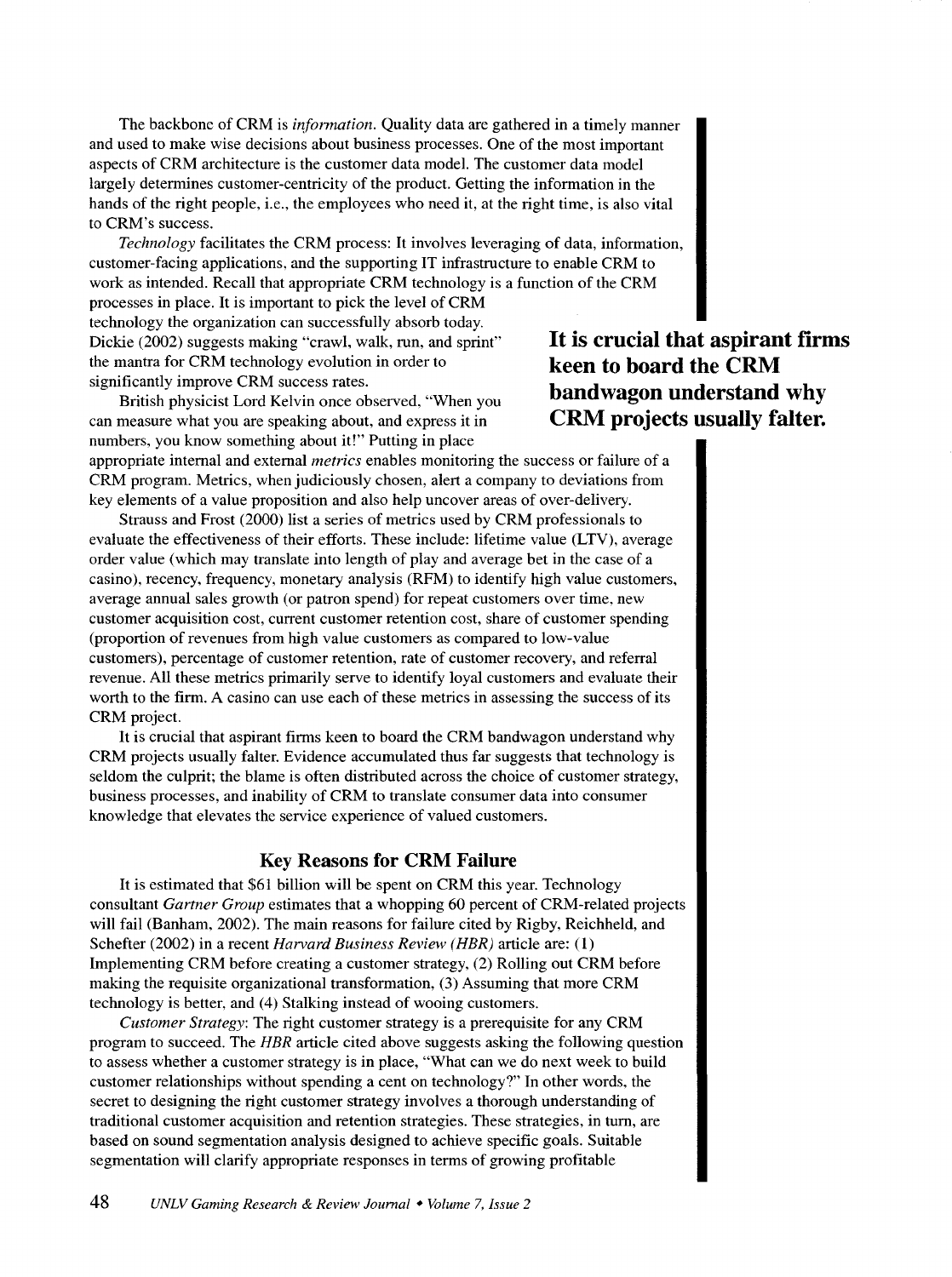The backbone of CRM is *information*. Quality data are gathered in a timely manner and used to make wise decisions about business processes. One of the most important aspects of CRM architecture is the customer data model. The customer data model largely determines customer-centricity of the product. Getting the information in the hands of the right people, i.e., the employees who need it, at the right time, is also vital to CRM's success.

*Technology* facilitates the CRM process: It involves leveraging of data, information, customer-facing applications, and the supporting IT infrastructure to enable CRM to work as intended. Recall that appropriate CRM technology is a function of the CRM processes in place. It is important to pick the level of CRM technology the organization can successfully absorb today. Dickie (2002) suggests making "crawl, walk, run, and sprint" the mantra for CRM technology evolution in order to significantly improve CRM success rates.

**It is crucial that aspirant firms keen to board the CRM bandwagon understand why CRM projects usually falter.**

British physicist Lord Kelvin once observed, "When you can measure what you are speaking about, and express it in numbers, you know something about it!" Putting in place appropriate internal and external *metrics* enables monitoring the success or failure of a CRM program. Metrics, when judiciously chosen, alert a company to deviations from key elements of a value proposition and also help uncover areas of over-delivery.

Strauss and Frost (2000) list a series of metrics used by CRM professionals to evaluate the effectiveness of their efforts. These include: lifetime value (LTV), average order value (which may translate into length of play and average bet in the case of a casino), recency, frequency, monetary analysis (RFM) to identify high value customers, average annual sales growth (or patron spend) for repeat customers over time, new customer acquisition cost, current customer retention cost, share of customer spending (proportion of revenues from high value customers as compared to low-value customers), percentage of customer retention, rate of customer recovery, and referral revenue. All these metrics primarily serve to identify loyal customers and evaluate their worth to the firm. A casino can use each of these metrics in assessing the success of its CRM project.

It is crucial that aspirant firms keen to board the CRM bandwagon understand why CRM projects usually falter. Evidence accumulated thus far suggests that technology is seldom the culprit; the blame is often distributed across the choice of customer strategy, business processes, and inability of CRM to translate consumer data into consumer knowledge that elevates the service experience of valued customers.

## Key Reasons for CRM Failure

It is estimated that $61 billion will be spent on CRM this year. Technology consultant *Gartner Group* estimates that a whopping 60 percent of CRM-related projects will fail (Banham, 2002). The main reasons for failure cited by Rigby, Reichheld, and Schefter (2002) in a recent *Harvard Business Review (HBR)* article are: (1) Implementing CRM before creating a customer strategy, (2) Rolling out CRM before making the requisite organizational transformation, (3) Assuming that more CRM technology is better, and (4) Stalking instead of wooing customers.

*Customer Strategy*: The right customer strategy is a prerequisite for any CRM program to succeed. The *HBR* article cited above suggests asking the following question to assess whether a customer strategy is in place, "What can we do next week to build customer relationships without spending a cent on technology?" In other words, the secret to designing the right customer strategy involves a thorough understanding of traditional customer acquisition and retention strategies. These strategies, in turn, are based on sound segmentation analysis designed to achieve specific goals. Suitable segmentation will clarify appropriate responses in terms of growing profitable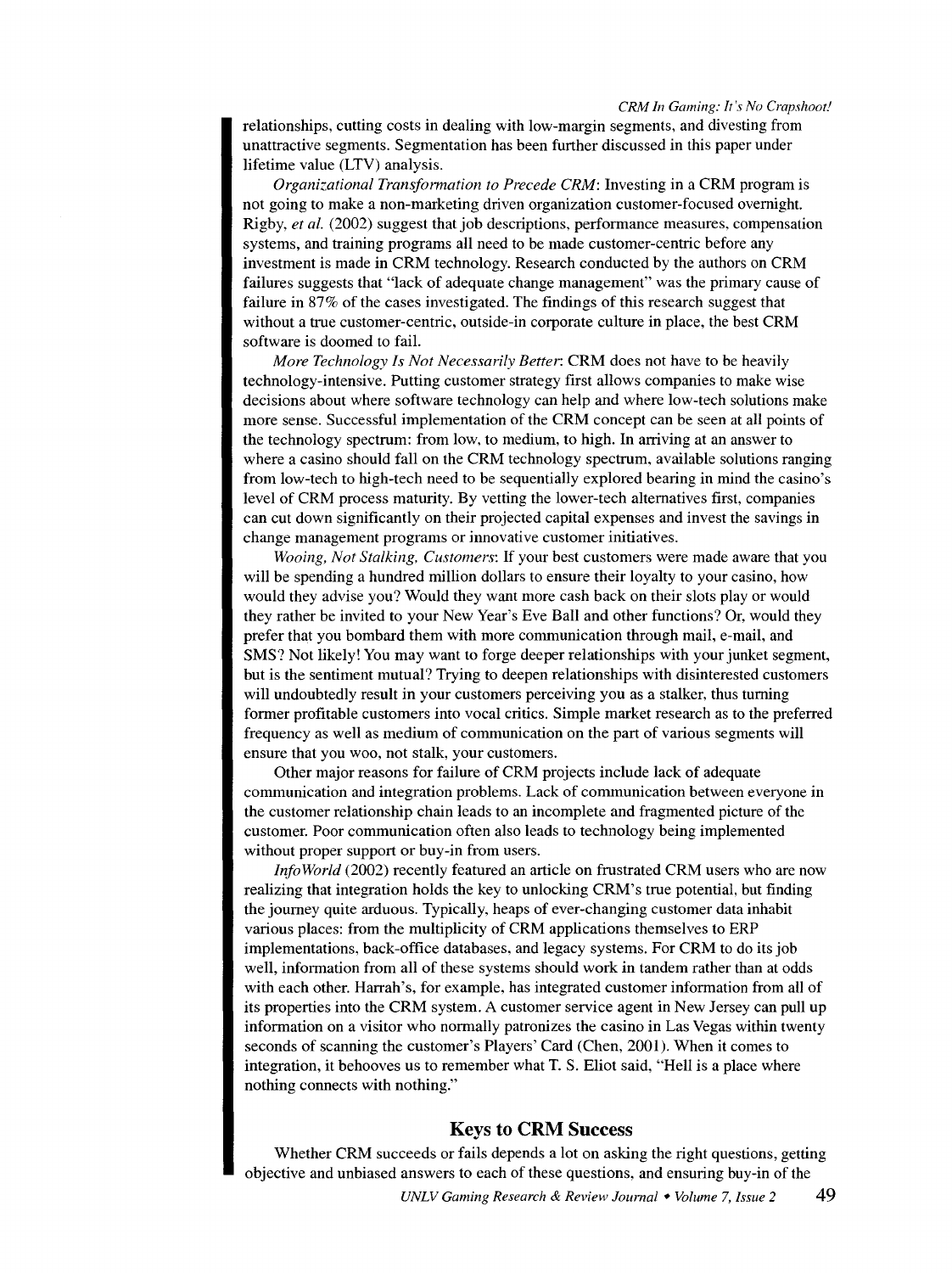relationships, cutting costs in dealing with low-margin segments, and divesting from unattractive segments. Segmentation has been further discussed in this paper under lifetime value (LTV) analysis.

*Organizational Transformation to Precede CRM*: Investing in a CRM program is not going to make a non-marketing driven organization customer-focused overnight. Rigby, *et al.* (2002) suggest that job descriptions, performance measures, compensation systems, and training programs all need to be made customer-centric before any investment is made in CRM technology. Research conducted by the authors on CRM failures suggests that "lack of adequate change management" was the primary cause of failure in 87% of the cases investigated. The findings of this research suggest that without a true customer-centric, outside-in corporate culture in place, the best CRM software is doomed to fail.

*More Technology Is Not Necessarily Better*: CRM does not have to be heavily technology-intensive. Putting customer strategy first allows companies to make wise decisions about where software technology can help and where low-tech solutions make more sense. Successful implementation of the CRM concept can be seen at all points of the technology spectrum: from low, to medium, to high. In arriving at an answer to where a casino should fall on the CRM technology spectrum, available solutions ranging from low-tech to high-tech need to be sequentially explored bearing in mind the casino's level of CRM process maturity. By vetting the lower-tech alternatives first, companies can cut down significantly on their projected capital expenses and invest the savings in change management programs or innovative customer initiatives.

*Wooing, Not Stalking, Customers*: If your best customers were made aware that you will be spending a hundred million dollars to ensure their loyalty to your casino, how would they advise you? Would they want more cash back on their slots play or would they rather be invited to your New Year's Eve Ball and other functions? Or, would they prefer that you bombard them with more communication through mail, e-mail, and SMS? Not likely! You may want to forge deeper relationships with your junket segment, but is the sentiment mutual? Trying to deepen relationships with disinterested customers will undoubtedly result in your customers perceiving you as a stalker, thus turning former profitable customers into vocal critics. Simple market research as to the preferred frequency as well as medium of communication on the part of various segments will ensure that you woo, not stalk, your customers.

Other major reasons for failure of CRM projects include lack of adequate communication and integration problems. Lack of communication between everyone in the customer relationship chain leads to an incomplete and fragmented picture of the customer. Poor communication often also leads to technology being implemented without proper support or buy-in from users.

*InfoWorld* (2002) recently featured an article on frustrated CRM users who are now realizing that integration holds the key to unlocking CRM's true potential, but finding the journey quite arduous. Typically, heaps of ever-changing customer data inhabit various places: from the multiplicity of CRM applications themselves to ERP implementations, back-office databases, and legacy systems. For CRM to do its job well, information from all of these systems should work in tandem rather than at odds with each other. Harrah's, for example, has integrated customer information from all of its properties into the CRM system. A customer service agent in New Jersey can pull up information on a visitor who normally patronizes the casino in Las Vegas within twenty seconds of scanning the customer's Players' Card (Chen, 2001). When it comes to integration, it behooves us to remember what T. S. Eliot said, "Hell is a place where nothing connects with nothing."

## Keys to CRM Success

Whether CRM succeeds or fails depends a lot on asking the right questions, getting objective and unbiased answers to each of these questions, and ensuring buy-in of the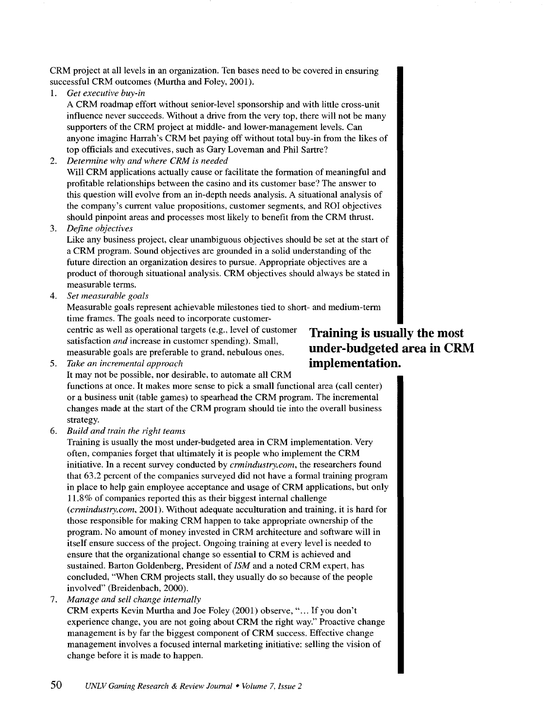CRM project at all levels in an organization. Ten bases need to be covered in ensuring successful CRM outcomes (Murtha and Foley, 2001).

1. *Get executive buy-in*
   A CRM roadmap effort without senior-level sponsorship and with little cross-unit influence never succeeds. Without a drive from the very top, there will not be many supporters of the CRM project at middle- and lower-management levels. Can anyone imagine Harrah's CRM bet paying off without total buy-in from the likes of top officials and executives, such as Gary Loveman and Phil Sartre?

2. *Determine why and where CRM is needed*
   Will CRM applications actually cause or facilitate the formation of meaningful and profitable relationships between the casino and its customer base? The answer to this question will evolve from an in-depth needs analysis. A situational analysis of the company's current value propositions, customer segments, and ROI objectives should pinpoint areas and processes most likely to benefit from the CRM thrust.

3. *Define objectives*
   Like any business project, clear unambiguous objectives should be set at the start of a CRM program. Sound objectives are grounded in a solid understanding of the future direction an organization desires to pursue. Appropriate objectives are a product of thorough situational analysis. CRM objectives should always be stated in measurable terms.

4. *Set measurable goals*
   Measurable goals represent achievable milestones tied to short- and medium-term time frames. The goals need to incorporate customer-centric as well as operational targets (e.g., level of customer satisfaction *and* increase in customer spending). Small, measurable goals are preferable to grand, nebulous ones.

**Training is usually the most under-budgeted area in CRM implementation.**

5. *Take an incremental approach*
   It may not be possible, nor desirable, to automate all CRM functions at once. It makes more sense to pick a small functional area (call center) or a business unit (table games) to spearhead the CRM program. The incremental changes made at the start of the CRM program should tie into the overall business strategy.

6. *Build and train the right teams*
   Training is usually the most under-budgeted area in CRM implementation. Very often, companies forget that ultimately it is people who implement the CRM initiative. In a recent survey conducted by *crmindustry.com*, the researchers found that 63.2 percent of the companies surveyed did not have a formal training program in place to help gain employee acceptance and usage of CRM applications, but only 11.8% of companies reported this as their biggest internal challenge (*crmindustry.com*, 2001). Without adequate acculturation and training, it is hard for those responsible for making CRM happen to take appropriate ownership of the program. No amount of money invested in CRM architecture and software will in itself ensure success of the project. Ongoing training at every level is needed to ensure that the organizational change so essential to CRM is achieved and sustained. Barton Goldenberg, President of *ISM* and a noted CRM expert, has concluded, "When CRM projects stall, they usually do so because of the people involved" (Breidenbach, 2000).

7. *Manage and sell change internally*
   CRM experts Kevin Murtha and Joe Foley (2001) observe, "... If you don't experience change, you are not going about CRM the right way." Proactive change management is by far the biggest component of CRM success. Effective change management involves a focused internal marketing initiative: selling the vision of change before it is made to happen.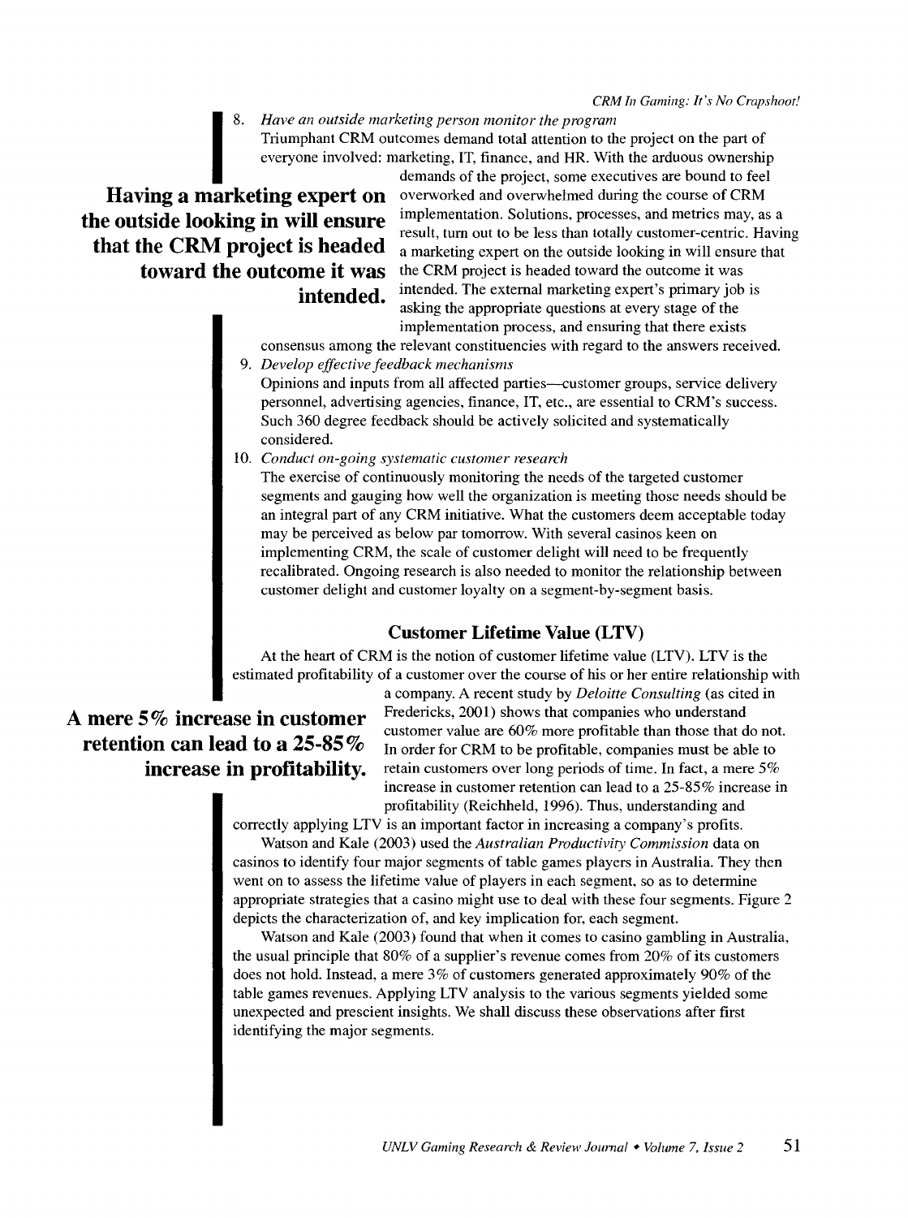8. *Have an outside marketing person monitor the program*
   Triumphant CRM outcomes demand total attention to the project on the part of everyone involved: marketing, IT, finance, and HR. With the arduous ownership demands of the project, some executives are bound to feel overworked and overwhelmed during the course of CRM implementation. Solutions, processes, and metrics may, as a result, turn out to be less than totally customer-centric. Having a marketing expert on the outside looking in will ensure that the CRM project is headed toward the outcome it was intended. The external marketing expert's primary job is asking the appropriate questions at every stage of the implementation process, and ensuring that there exists consensus among the relevant constituencies with regard to the answers received.

**Having a marketing expert on the outside looking in will ensure that the CRM project is headed toward the outcome it was intended.**

9. *Develop effective feedback mechanisms*
   Opinions and inputs from all affected parties—customer groups, service delivery personnel, advertising agencies, finance, IT, etc., are essential to CRM's success. Such 360 degree feedback should be actively solicited and systematically considered.
10. *Conduct on-going systematic customer research*
    The exercise of continuously monitoring the needs of the targeted customer segments and gauging how well the organization is meeting those needs should be an integral part of any CRM initiative. What the customers deem acceptable today may be perceived as below par tomorrow. With several casinos keen on implementing CRM, the scale of customer delight will need to be frequently recalibrated. Ongoing research is also needed to monitor the relationship between customer delight and customer loyalty on a segment-by-segment basis.

### Customer Lifetime Value (LTV)

At the heart of CRM is the notion of customer lifetime value (LTV). LTV is the estimated profitability of a customer over the course of his or her entire relationship with a company. A recent study by *Deloitte Consulting* (as cited in Fredericks, 2001) shows that companies who understand customer value are 60% more profitable than those that do not. In order for CRM to be profitable, companies must be able to retain customers over long periods of time. In fact, a mere 5% increase in customer retention can lead to a 25-85% increase in profitability (Reichheld, 1996). Thus, understanding and correctly applying LTV is an important factor in increasing a company's profits.

**A mere 5% increase in customer retention can lead to a 25-85% increase in profitability.**

Watson and Kale (2003) used the *Australian Productivity Commission* data on casinos to identify four major segments of table games players in Australia. They then went on to assess the lifetime value of players in each segment, so as to determine appropriate strategies that a casino might use to deal with these four segments. Figure 2 depicts the characterization of, and key implication for, each segment.

Watson and Kale (2003) found that when it comes to casino gambling in Australia, the usual principle that 80% of a supplier's revenue comes from 20% of its customers does not hold. Instead, a mere 3% of customers generated approximately 90% of the table games revenues. Applying LTV analysis to the various segments yielded some unexpected and prescient insights. We shall discuss these observations after first identifying the major segments.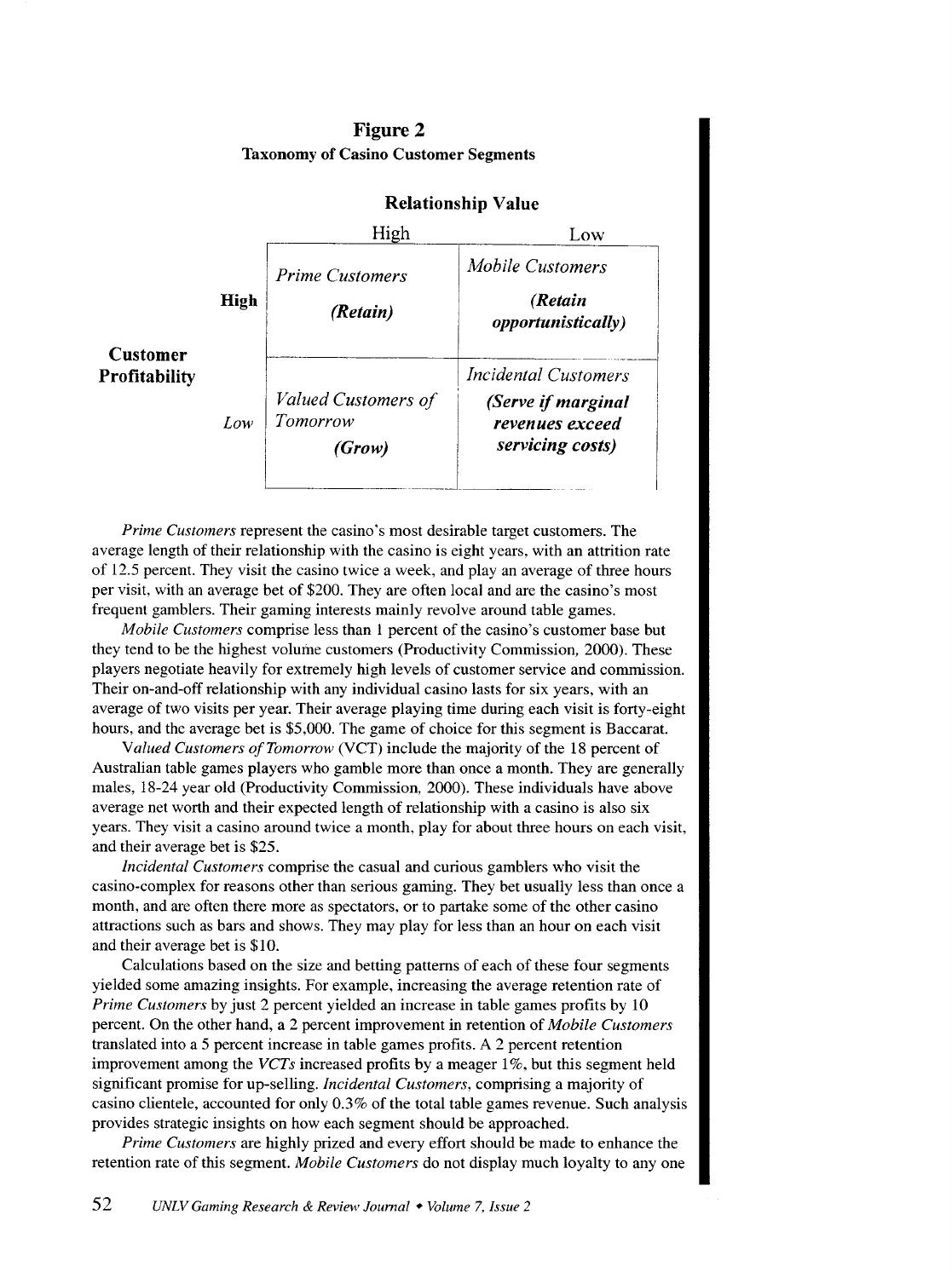**Figure 2**

**Taxonomy of Casino Customer Segments**

| | | **Relationship Value** | |
|---|---|---|---|
| | | High | Low |
| **Customer Profitability** | **High** | *Prime Customers* ***(Retain)*** | *Mobile Customers* ***(Retain opportunistically)*** |
| | *Low* | *Valued Customers of Tomorrow* ***(Grow)*** | *Incidental Customers* ***(Serve if marginal revenues exceed servicing costs)*** |

*Prime Customers* represent the casino's most desirable target customers. The average length of their relationship with the casino is eight years, with an attrition rate of 12.5 percent. They visit the casino twice a week, and play an average of three hours per visit, with an average bet of $200. They are often local and are the casino's most frequent gamblers. Their gaming interests mainly revolve around table games.

*Mobile Customers* comprise less than 1 percent of the casino's customer base but they tend to be the highest volume customers (Productivity Commission, 2000). These players negotiate heavily for extremely high levels of customer service and commission. Their on-and-off relationship with any individual casino lasts for six years, with an average of two visits per year. Their average playing time during each visit is forty-eight hours, and the average bet is $5,000. The game of choice for this segment is Baccarat.

*Valued Customers of Tomorrow* (VCT) include the majority of the 18 percent of Australian table games players who gamble more than once a month. They are generally males, 18-24 year old (Productivity Commission, 2000). These individuals have above average net worth and their expected length of relationship with a casino is also six years. They visit a casino around twice a month, play for about three hours on each visit, and their average bet is $25.

*Incidental Customers* comprise the casual and curious gamblers who visit the casino-complex for reasons other than serious gaming. They bet usually less than once a month, and are often there more as spectators, or to partake some of the other casino attractions such as bars and shows. They may play for less than an hour on each visit and their average bet is $10.

Calculations based on the size and betting patterns of each of these four segments yielded some amazing insights. For example, increasing the average retention rate of *Prime Customers* by just 2 percent yielded an increase in table games profits by 10 percent. On the other hand, a 2 percent improvement in retention of *Mobile Customers* translated into a 5 percent increase in table games profits. A 2 percent retention improvement among the *VCTs* increased profits by a meager 1%, but this segment held significant promise for up-selling. *Incidental Customers*, comprising a majority of casino clientele, accounted for only 0.3% of the total table games revenue. Such analysis provides strategic insights on how each segment should be approached.

*Prime Customers* are highly prized and every effort should be made to enhance the retention rate of this segment. *Mobile Customers* do not display much loyalty to any one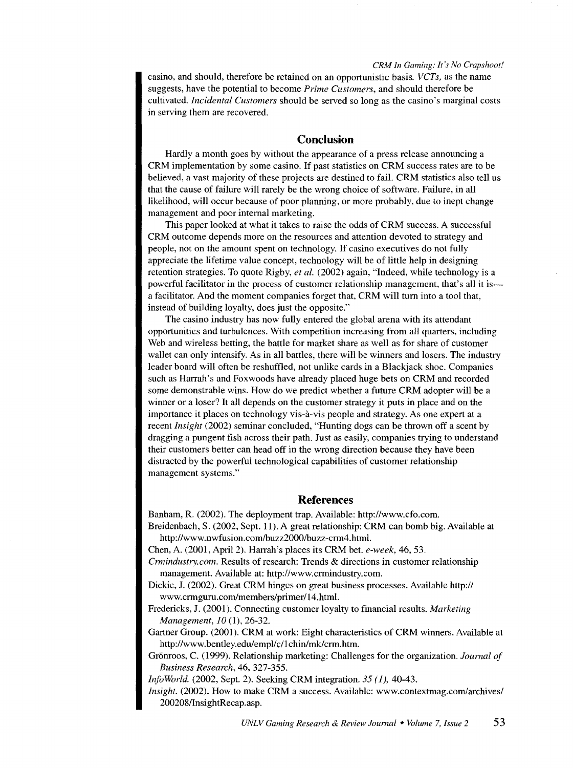casino, and should, therefore be retained on an opportunistic basis. *VCTs*, as the name suggests, have the potential to become *Prime Customers*, and should therefore be cultivated. *Incidental Customers* should be served so long as the casino's marginal costs in serving them are recovered.

## Conclusion

Hardly a month goes by without the appearance of a press release announcing a CRM implementation by some casino. If past statistics on CRM success rates are to be believed, a vast majority of these projects are destined to fail. CRM statistics also tell us that the cause of failure will rarely be the wrong choice of software. Failure, in all likelihood, will occur because of poor planning, or more probably, due to inept change management and poor internal marketing.

This paper looked at what it takes to raise the odds of CRM success. A successful CRM outcome depends more on the resources and attention devoted to strategy and people, not on the amount spent on technology. If casino executives do not fully appreciate the lifetime value concept, technology will be of little help in designing retention strategies. To quote Rigby, *et al.* (2002) again, "Indeed, while technology is a powerful facilitator in the process of customer relationship management, that's all it is—a facilitator. And the moment companies forget that, CRM will turn into a tool that, instead of building loyalty, does just the opposite."

The casino industry has now fully entered the global arena with its attendant opportunities and turbulences. With competition increasing from all quarters, including Web and wireless betting, the battle for market share as well as for share of customer wallet can only intensify. As in all battles, there will be winners and losers. The industry leader board will often be reshuffled, not unlike cards in a Blackjack shoe. Companies such as Harrah's and Foxwoods have already placed huge bets on CRM and recorded some demonstrable wins. How do we predict whether a future CRM adopter will be a winner or a loser? It all depends on the customer strategy it puts in place and on the importance it places on technology vis-à-vis people and strategy. As one expert at a recent *Insight* (2002) seminar concluded, "Hunting dogs can be thrown off a scent by dragging a pungent fish across their path. Just as easily, companies trying to understand their customers better can head off in the wrong direction because they have been distracted by the powerful technological capabilities of customer relationship management systems."

## References

Banham, R. (2002). The deployment trap. Available: http://www.cfo.com.

Breidenbach, S. (2002, Sept. 11). A great relationship: CRM can bomb big. Available at http://www.nwfusion.com/buzz2000/buzz-crm4.html.

Chen, A. (2001, April 2). Harrah's places its CRM bet. *e-week*, 46, 53.

*Crmindustry.com.* Results of research: Trends & directions in customer relationship management. Available at: http://www.crmindustry.com.

Dickie, J. (2002). Great CRM hinges on great business processes. Available http://www.crmguru.com/members/primer/14.html.

Fredericks, J. (2001). Connecting customer loyalty to financial results. *Marketing Management, 10* (1), 26-32.

Gartner Group. (2001). CRM at work: Eight characteristics of CRM winners. Available at http://www.bentley.edu/empl/c/1chin/mk/crm.htm.

Grönroos, C. (1999). Relationship marketing: Challenges for the organization. *Journal of Business Research*, 46, 327-355.

*InfoWorld.* (2002, Sept. 2). Seeking CRM integration. *35 (1)*, 40-43.

*Insight.* (2002). How to make CRM a success. Available: www.contextmag.com/archives/200208/InsightRecap.asp.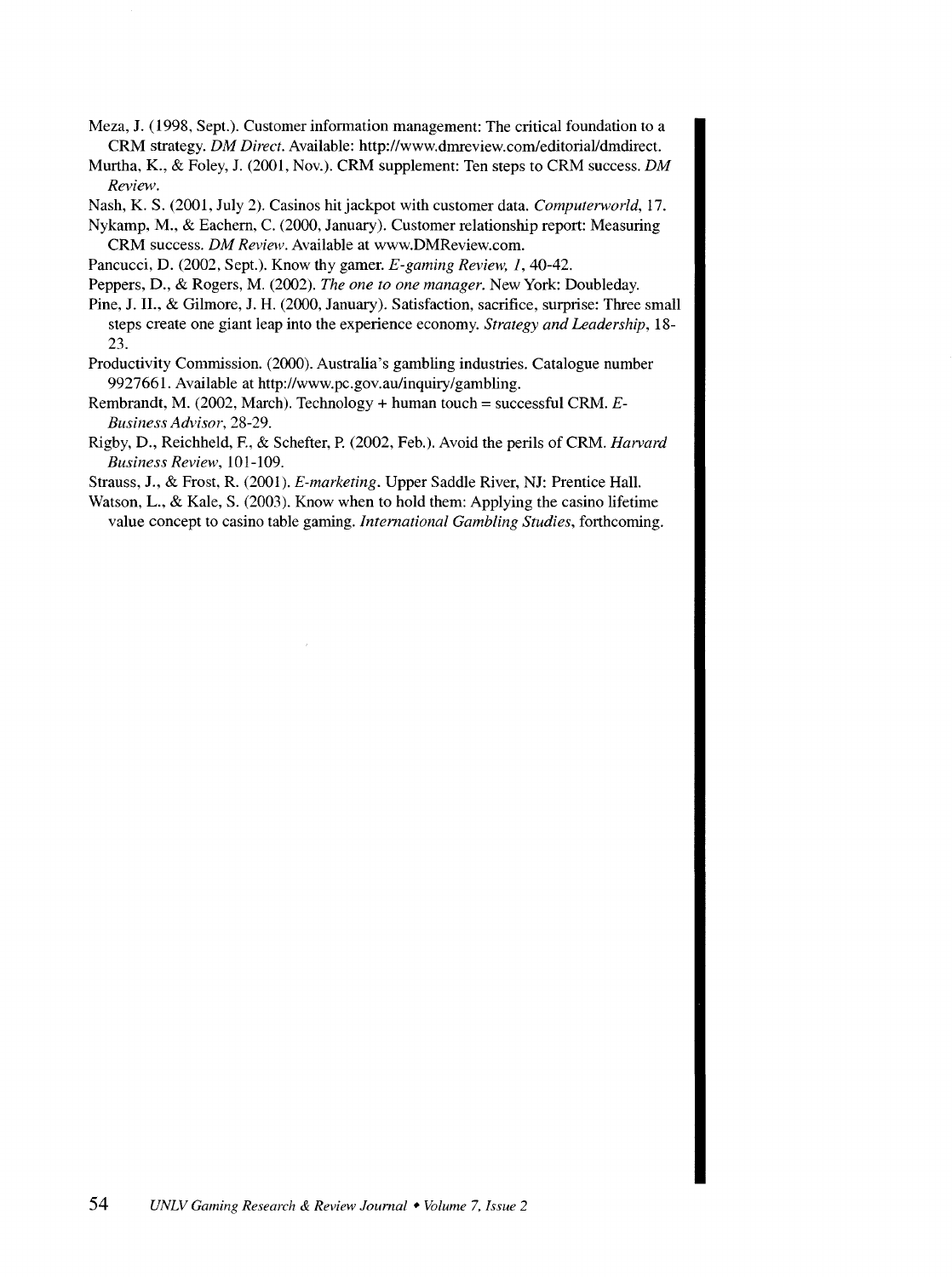Meza, J. (1998, Sept.). Customer information management: The critical foundation to a CRM strategy. *DM Direct*. Available: http://www.dmreview.com/editorial/dmdirect.

Murtha, K., & Foley, J. (2001, Nov.). CRM supplement: Ten steps to CRM success. *DM Review*.

Nash, K. S. (2001, July 2). Casinos hit jackpot with customer data. *Computerworld*, 17.

Nykamp, M., & Eachern, C. (2000, January). Customer relationship report: Measuring CRM success. *DM Review*. Available at www.DMReview.com.

Pancucci, D. (2002, Sept.). Know thy gamer. *E-gaming Review, 1*, 40-42.

Peppers, D., & Rogers, M. (2002). *The one to one manager*. New York: Doubleday.

Pine, J. II., & Gilmore, J. H. (2000, January). Satisfaction, sacrifice, surprise: Three small steps create one giant leap into the experience economy. *Strategy and Leadership*, 18-23.

Productivity Commission. (2000). Australia's gambling industries. Catalogue number 9927661. Available at http://www.pc.gov.au/inquiry/gambling.

Rembrandt, M. (2002, March). Technology + human touch = successful CRM. *E-Business Advisor*, 28-29.

Rigby, D., Reichheld, F., & Schefter, P. (2002, Feb.). Avoid the perils of CRM. *Harvard Business Review*, 101-109.

Strauss, J., & Frost, R. (2001). *E-marketing*. Upper Saddle River, NJ: Prentice Hall.

Watson, L., & Kale, S. (2003). Know when to hold them: Applying the casino lifetime value concept to casino table gaming. *International Gambling Studies*, forthcoming.